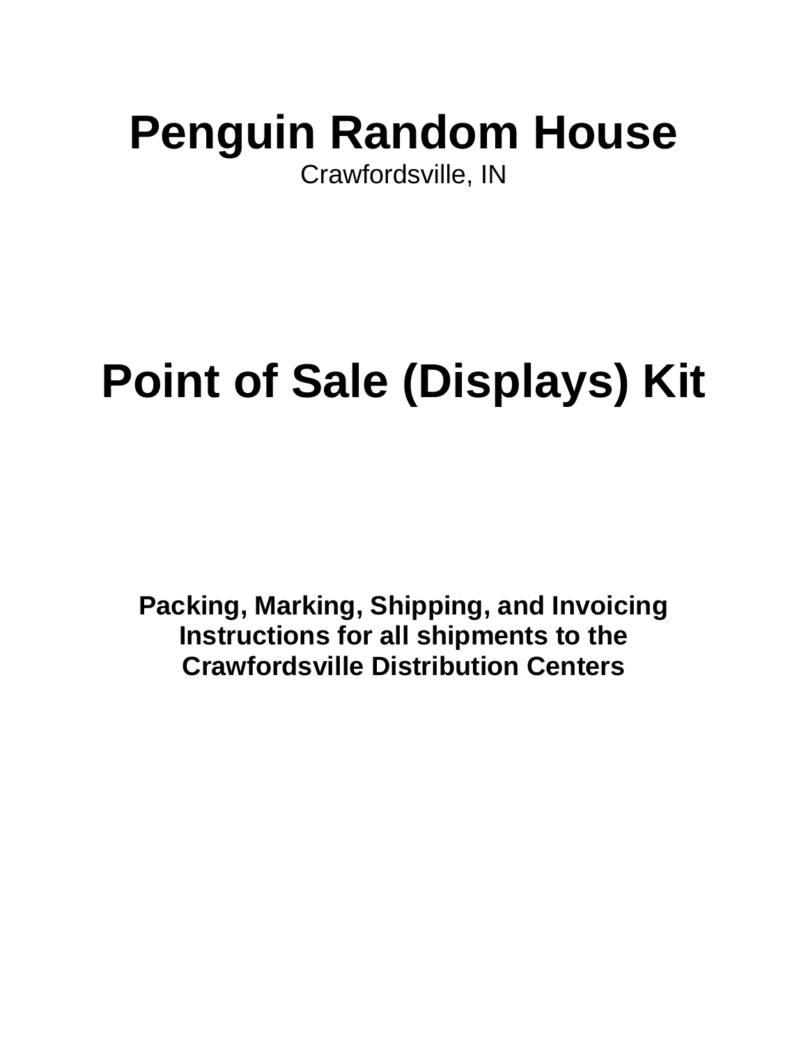# Penguin Random House

Crawfordsville, IN

# Point of Sale (Displays) Kit

**Packing, Marking, Shipping, and Invoicing Instructions for all shipments to the Crawfordsville Distribution Centers**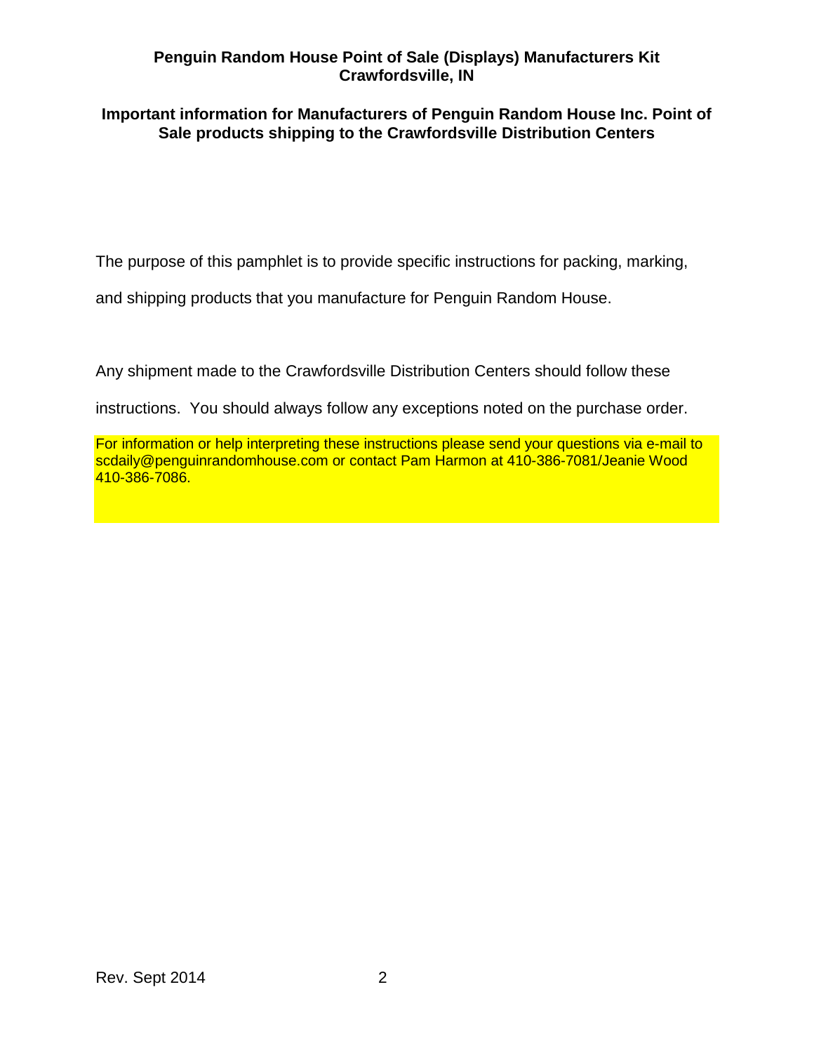**Penguin Random House Point of Sale (Displays) Manufacturers Kit**
**Crawfordsville, IN**

**Important information for Manufacturers of Penguin Random House Inc. Point of Sale products shipping to the Crawfordsville Distribution Centers**

The purpose of this pamphlet is to provide specific instructions for packing, marking, and shipping products that you manufacture for Penguin Random House.

Any shipment made to the Crawfordsville Distribution Centers should follow these instructions. You should always follow any exceptions noted on the purchase order.

For information or help interpreting these instructions please send your questions via e-mail to scdaily@penguinrandomhouse.com or contact Pam Harmon at 410-386-7081/Jeanie Wood 410-386-7086.

Rev. Sept 2014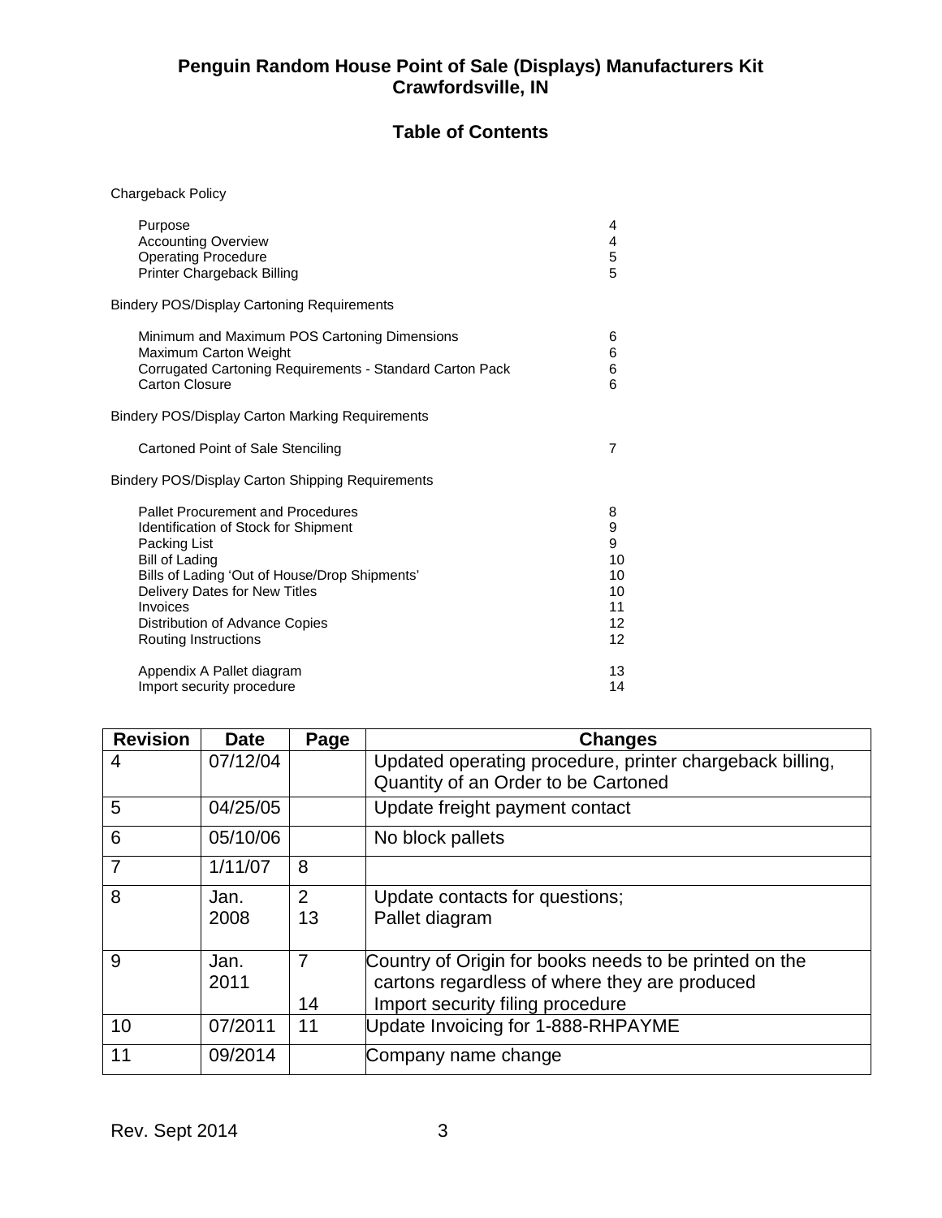# Penguin Random House Point of Sale (Displays) Manufacturers Kit
# Crawfordsville, IN

## Table of Contents

Chargeback Policy

| | |
|---|---|
| Purpose | 4 |
| Accounting Overview | 4 |
| Operating Procedure | 5 |
| Printer Chargeback Billing | 5 |

Bindery POS/Display Cartoning Requirements

| | |
|---|---|
| Minimum and Maximum POS Cartoning Dimensions | 6 |
| Maximum Carton Weight | 6 |
| Corrugated Cartoning Requirements - Standard Carton Pack | 6 |
| Carton Closure | 6 |

Bindery POS/Display Carton Marking Requirements

| | |
|---|---|
| Cartoned Point of Sale Stenciling | 7 |

Bindery POS/Display Carton Shipping Requirements

| | |
|---|---|
| Pallet Procurement and Procedures | 8 |
| Identification of Stock for Shipment | 9 |
| Packing List | 9 |
| Bill of Lading | 10 |
| Bills of Lading 'Out of House/Drop Shipments' | 10 |
| Delivery Dates for New Titles | 10 |
| Invoices | 11 |
| Distribution of Advance Copies | 12 |
| Routing Instructions | 12 |
| Appendix A Pallet diagram | 13 |
| Import security procedure | 14 |

| Revision | Date | Page | Changes |
|---|---|---|---|
| 4 | 07/12/04 | | Updated operating procedure, printer chargeback billing, Quantity of an Order to be Cartoned |
| 5 | 04/25/05 | | Update freight payment contact |
| 6 | 05/10/06 | | No block pallets |
| 7 | 1/11/07 | 8 | |
| 8 | Jan. 2008 | 2<br>13 | Update contacts for questions;<br>Pallet diagram |
| 9 | Jan. 2011 | 7<br>14 | Country of Origin for books needs to be printed on the cartons regardless of where they are produced<br>Import security filing procedure |
| 10 | 07/2011 | 11 | Update Invoicing for 1-888-RHPAYME |
| 11 | 09/2014 | | Company name change |

Rev. Sept 2014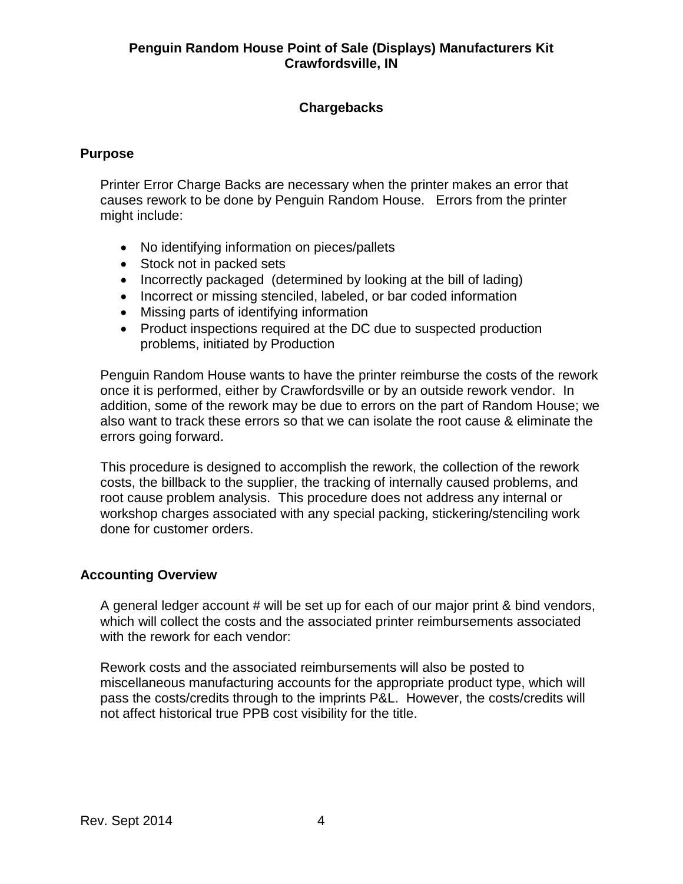**Penguin Random House Point of Sale (Displays) Manufacturers Kit**
**Crawfordsville, IN**

## Chargebacks

### Purpose

Printer Error Charge Backs are necessary when the printer makes an error that causes rework to be done by Penguin Random House. Errors from the printer might include:

- No identifying information on pieces/pallets
- Stock not in packed sets
- Incorrectly packaged (determined by looking at the bill of lading)
- Incorrect or missing stenciled, labeled, or bar coded information
- Missing parts of identifying information
- Product inspections required at the DC due to suspected production problems, initiated by Production

Penguin Random House wants to have the printer reimburse the costs of the rework once it is performed, either by Crawfordsville or by an outside rework vendor. In addition, some of the rework may be due to errors on the part of Random House; we also want to track these errors so that we can isolate the root cause & eliminate the errors going forward.

This procedure is designed to accomplish the rework, the collection of the rework costs, the billback to the supplier, the tracking of internally caused problems, and root cause problem analysis. This procedure does not address any internal or workshop charges associated with any special packing, stickering/stenciling work done for customer orders.

### Accounting Overview

A general ledger account # will be set up for each of our major print & bind vendors, which will collect the costs and the associated printer reimbursements associated with the rework for each vendor:

Rework costs and the associated reimbursements will also be posted to miscellaneous manufacturing accounts for the appropriate product type, which will pass the costs/credits through to the imprints P&L. However, the costs/credits will not affect historical true PPB cost visibility for the title.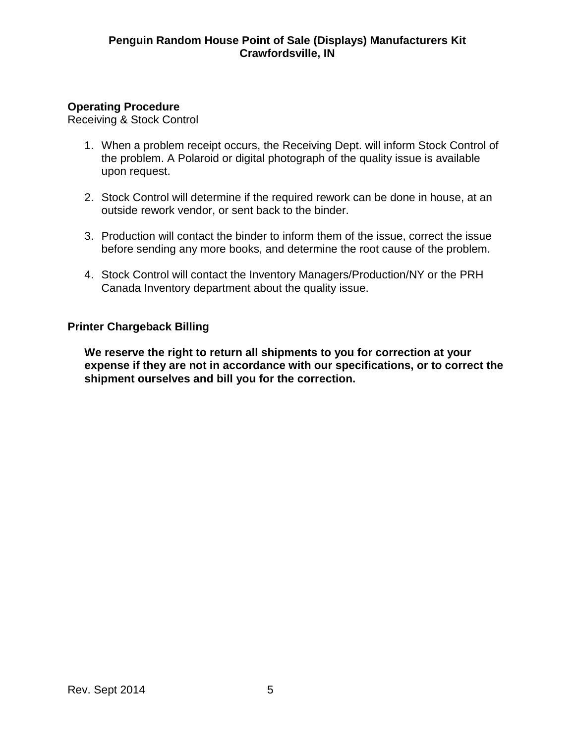**Operating Procedure**
Receiving & Stock Control

1. When a problem receipt occurs, the Receiving Dept. will inform Stock Control of the problem. A Polaroid or digital photograph of the quality issue is available upon request.

2. Stock Control will determine if the required rework can be done in house, at an outside rework vendor, or sent back to the binder.

3. Production will contact the binder to inform them of the issue, correct the issue before sending any more books, and determine the root cause of the problem.

4. Stock Control will contact the Inventory Managers/Production/NY or the PRH Canada Inventory department about the quality issue.

**Printer Chargeback Billing**

**We reserve the right to return all shipments to you for correction at your expense if they are not in accordance with our specifications, or to correct the shipment ourselves and bill you for the correction.**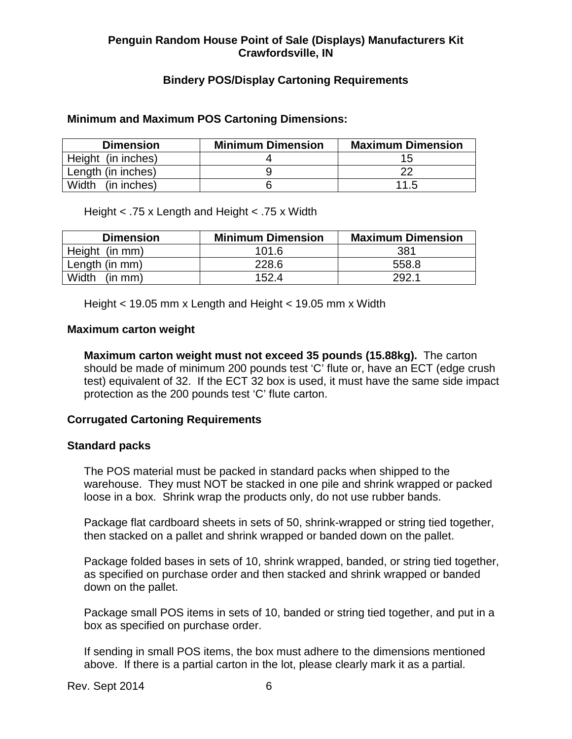**Penguin Random House Point of Sale (Displays) Manufacturers Kit**
**Crawfordsville, IN**

## Bindery POS/Display Cartoning Requirements

### Minimum and Maximum POS Cartoning Dimensions:

| Dimension | Minimum Dimension | Maximum Dimension |
|---|---|---|
| Height (in inches) | 4 | 15 |
| Length (in inches) | 9 | 22 |
| Width (in inches) | 6 | 11.5 |

Height < .75 x Length and Height < .75 x Width

| Dimension | Minimum Dimension | Maximum Dimension |
|---|---|---|
| Height (in mm) | 101.6 | 381 |
| Length (in mm) | 228.6 | 558.8 |
| Width (in mm) | 152.4 | 292.1 |

Height < 19.05 mm x Length and Height < 19.05 mm x Width

### Maximum carton weight

**Maximum carton weight must not exceed 35 pounds (15.88kg).** The carton should be made of minimum 200 pounds test 'C' flute or, have an ECT (edge crush test) equivalent of 32. If the ECT 32 box is used, it must have the same side impact protection as the 200 pounds test 'C' flute carton.

### Corrugated Cartoning Requirements

### Standard packs

The POS material must be packed in standard packs when shipped to the warehouse. They must NOT be stacked in one pile and shrink wrapped or packed loose in a box. Shrink wrap the products only, do not use rubber bands.

Package flat cardboard sheets in sets of 50, shrink-wrapped or string tied together, then stacked on a pallet and shrink wrapped or banded down on the pallet.

Package folded bases in sets of 10, shrink wrapped, banded, or string tied together, as specified on purchase order and then stacked and shrink wrapped or banded down on the pallet.

Package small POS items in sets of 10, banded or string tied together, and put in a box as specified on purchase order.

If sending in small POS items, the box must adhere to the dimensions mentioned above. If there is a partial carton in the lot, please clearly mark it as a partial.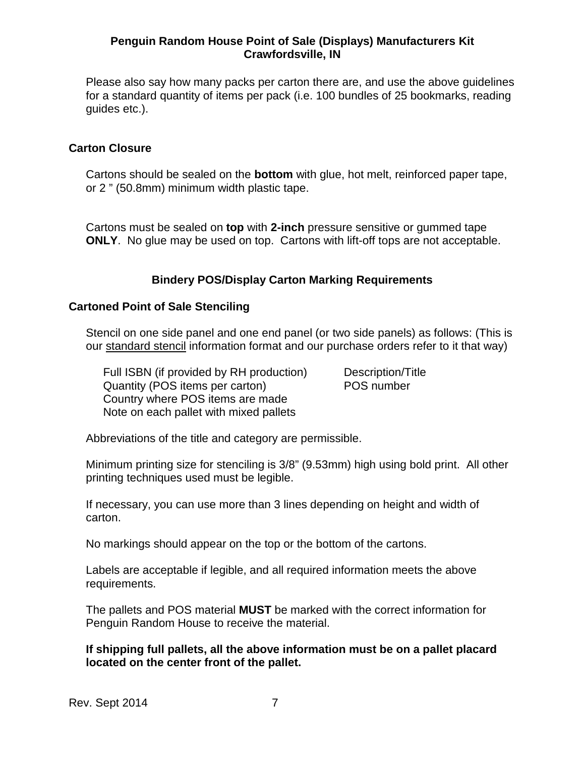Please also say how many packs per carton there are, and use the above guidelines for a standard quantity of items per pack (i.e. 100 bundles of 25 bookmarks, reading guides etc.).

### Carton Closure

Cartons should be sealed on the **bottom** with glue, hot melt, reinforced paper tape, or 2 " (50.8mm) minimum width plastic tape.

Cartons must be sealed on **top** with **2-inch** pressure sensitive or gummed tape **ONLY**. No glue may be used on top. Cartons with lift-off tops are not acceptable.

## Bindery POS/Display Carton Marking Requirements

### Cartoned Point of Sale Stenciling

Stencil on one side panel and one end panel (or two side panels) as follows: (This is our standard stencil information format and our purchase orders refer to it that way)

| | |
|---|---|
| Full ISBN (if provided by RH production) | Description/Title |
| Quantity (POS items per carton) | POS number |
| Country where POS items are made | |
| Note on each pallet with mixed pallets | |

Abbreviations of the title and category are permissible.

Minimum printing size for stenciling is 3/8" (9.53mm) high using bold print. All other printing techniques used must be legible.

If necessary, you can use more than 3 lines depending on height and width of carton.

No markings should appear on the top or the bottom of the cartons.

Labels are acceptable if legible, and all required information meets the above requirements.

The pallets and POS material **MUST** be marked with the correct information for Penguin Random House to receive the material.

**If shipping full pallets, all the above information must be on a pallet placard located on the center front of the pallet.**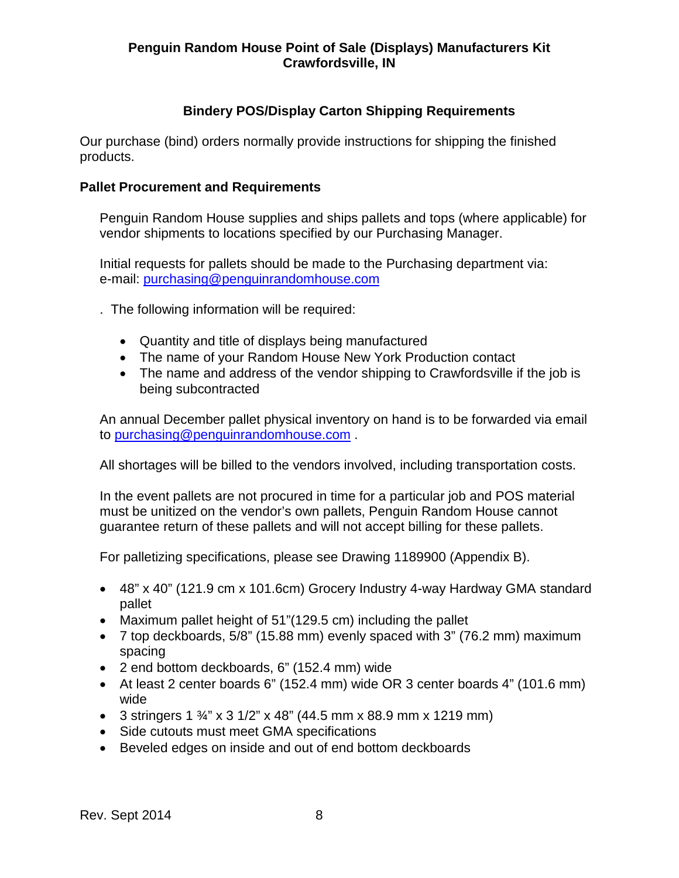**Penguin Random House Point of Sale (Displays) Manufacturers Kit**
**Crawfordsville, IN**

## Bindery POS/Display Carton Shipping Requirements

Our purchase (bind) orders normally provide instructions for shipping the finished products.

### Pallet Procurement and Requirements

Penguin Random House supplies and ships pallets and tops (where applicable) for vendor shipments to locations specified by our Purchasing Manager.

Initial requests for pallets should be made to the Purchasing department via:
e-mail: purchasing@penguinrandomhouse.com

. The following information will be required:

- Quantity and title of displays being manufactured
- The name of your Random House New York Production contact
- The name and address of the vendor shipping to Crawfordsville if the job is being subcontracted

An annual December pallet physical inventory on hand is to be forwarded via email to purchasing@penguinrandomhouse.com .

All shortages will be billed to the vendors involved, including transportation costs.

In the event pallets are not procured in time for a particular job and POS material must be unitized on the vendor's own pallets, Penguin Random House cannot guarantee return of these pallets and will not accept billing for these pallets.

For palletizing specifications, please see Drawing 1189900 (Appendix B).

- 48" x 40" (121.9 cm x 101.6cm) Grocery Industry 4-way Hardway GMA standard pallet
- Maximum pallet height of 51"(129.5 cm) including the pallet
- 7 top deckboards, 5/8" (15.88 mm) evenly spaced with 3" (76.2 mm) maximum spacing
- 2 end bottom deckboards, 6" (152.4 mm) wide
- At least 2 center boards 6" (152.4 mm) wide OR 3 center boards 4" (101.6 mm) wide
- 3 stringers 1 ¾" x 3 1/2" x 48" (44.5 mm x 88.9 mm x 1219 mm)
- Side cutouts must meet GMA specifications
- Beveled edges on inside and out of end bottom deckboards

Rev. Sept 2014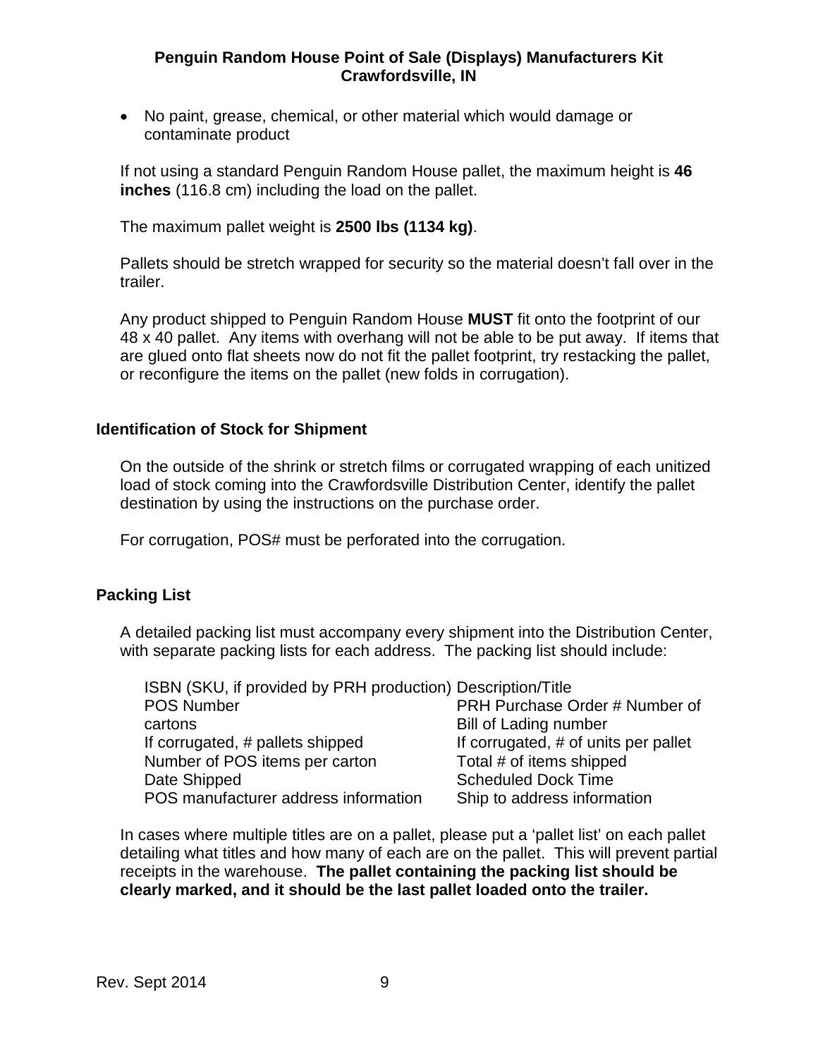- No paint, grease, chemical, or other material which would damage or contaminate product

If not using a standard Penguin Random House pallet, the maximum height is **46 inches** (116.8 cm) including the load on the pallet.

The maximum pallet weight is **2500 lbs (1134 kg)**.

Pallets should be stretch wrapped for security so the material doesn't fall over in the trailer.

Any product shipped to Penguin Random House **MUST** fit onto the footprint of our 48 x 40 pallet. Any items with overhang will not be able to be put away. If items that are glued onto flat sheets now do not fit the pallet footprint, try restacking the pallet, or reconfigure the items on the pallet (new folds in corrugation).

## Identification of Stock for Shipment

On the outside of the shrink or stretch films or corrugated wrapping of each unitized load of stock coming into the Crawfordsville Distribution Center, identify the pallet destination by using the instructions on the purchase order.

For corrugation, POS# must be perforated into the corrugation.

## Packing List

A detailed packing list must accompany every shipment into the Distribution Center, with separate packing lists for each address. The packing list should include:

- ISBN (SKU, if provided by PRH production)
- Description/Title
- POS Number
- PRH Purchase Order #
- Number of cartons
- Bill of Lading number
- If corrugated, # pallets shipped
- If corrugated, # of units per pallet
- Number of POS items per carton
- Total # of items shipped
- Date Shipped
- Scheduled Dock Time
- POS manufacturer address information
- Ship to address information

In cases where multiple titles are on a pallet, please put a 'pallet list' on each pallet detailing what titles and how many of each are on the pallet. This will prevent partial receipts in the warehouse. **The pallet containing the packing list should be clearly marked, and it should be the last pallet loaded onto the trailer.**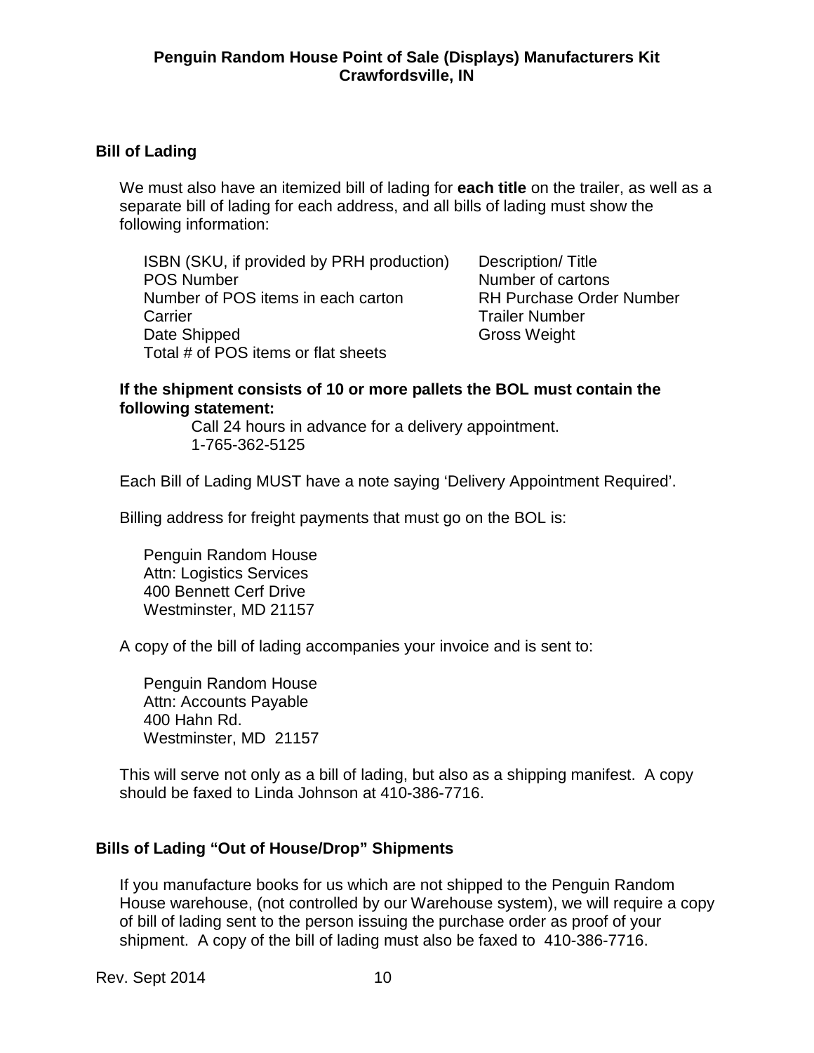## Bill of Lading

We must also have an itemized bill of lading for **each title** on the trailer, as well as a separate bill of lading for each address, and all bills of lading must show the following information:

| | |
|---|---|
| ISBN (SKU, if provided by PRH production) | Description/ Title |
| POS Number | Number of cartons |
| Number of POS items in each carton | RH Purchase Order Number |
| Carrier | Trailer Number |
| Date Shipped | Gross Weight |
| Total # of POS items or flat sheets | |

**If the shipment consists of 10 or more pallets the BOL must contain the following statement:**

Call 24 hours in advance for a delivery appointment.
1-765-362-5125

Each Bill of Lading MUST have a note saying 'Delivery Appointment Required'.

Billing address for freight payments that must go on the BOL is:

Penguin Random House
Attn: Logistics Services
400 Bennett Cerf Drive
Westminster, MD 21157

A copy of the bill of lading accompanies your invoice and is sent to:

Penguin Random House
Attn: Accounts Payable
400 Hahn Rd.
Westminster, MD 21157

This will serve not only as a bill of lading, but also as a shipping manifest. A copy should be faxed to Linda Johnson at 410-386-7716.

## Bills of Lading "Out of House/Drop" Shipments

If you manufacture books for us which are not shipped to the Penguin Random House warehouse, (not controlled by our Warehouse system), we will require a copy of bill of lading sent to the person issuing the purchase order as proof of your shipment. A copy of the bill of lading must also be faxed to 410-386-7716.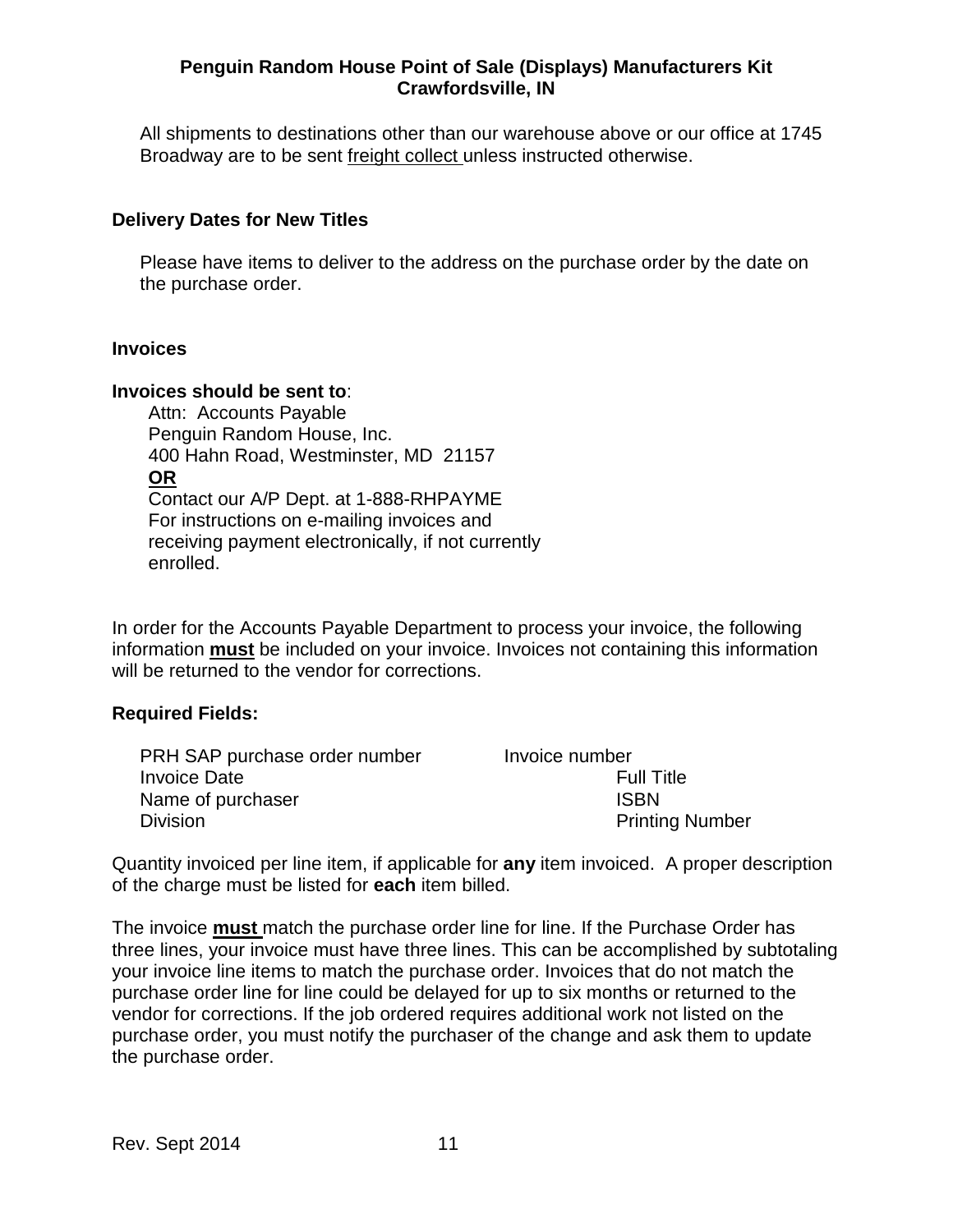All shipments to destinations other than our warehouse above or our office at 1745 Broadway are to be sent freight collect unless instructed otherwise.

## Delivery Dates for New Titles

Please have items to deliver to the address on the purchase order by the date on the purchase order.

## Invoices

**Invoices should be sent to**:

Attn: Accounts Payable
Penguin Random House, Inc.
400 Hahn Road, Westminster, MD 21157
**OR**
Contact our A/P Dept. at 1-888-RHPAYME
For instructions on e-mailing invoices and receiving payment electronically, if not currently enrolled.

In order for the Accounts Payable Department to process your invoice, the following information **must** be included on your invoice. Invoices not containing this information will be returned to the vendor for corrections.

**Required Fields:**

- PRH SAP purchase order number
- Invoice number
- Invoice Date
- Full Title
- Name of purchaser
- ISBN
- Division
- Printing Number

Quantity invoiced per line item, if applicable for **any** item invoiced. A proper description of the charge must be listed for **each** item billed.

The invoice **must** match the purchase order line for line. If the Purchase Order has three lines, your invoice must have three lines. This can be accomplished by subtotaling your invoice line items to match the purchase order. Invoices that do not match the purchase order line for line could be delayed for up to six months or returned to the vendor for corrections. If the job ordered requires additional work not listed on the purchase order, you must notify the purchaser of the change and ask them to update the purchase order.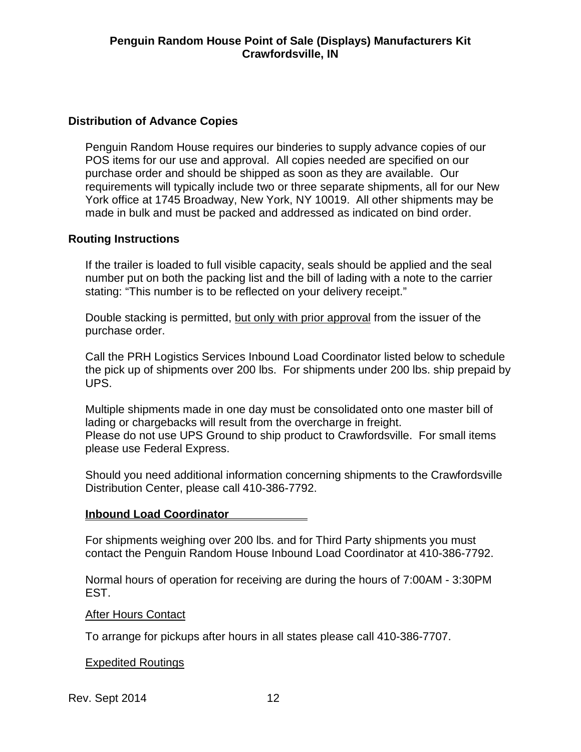**Penguin Random House Point of Sale (Displays) Manufacturers Kit**
**Crawfordsville, IN**

## Distribution of Advance Copies

Penguin Random House requires our binderies to supply advance copies of our POS items for our use and approval. All copies needed are specified on our purchase order and should be shipped as soon as they are available. Our requirements will typically include two or three separate shipments, all for our New York office at 1745 Broadway, New York, NY 10019. All other shipments may be made in bulk and must be packed and addressed as indicated on bind order.

## Routing Instructions

If the trailer is loaded to full visible capacity, seals should be applied and the seal number put on both the packing list and the bill of lading with a note to the carrier stating: “This number is to be reflected on your delivery receipt.”

Double stacking is permitted, <u>but only with prior approval</u> from the issuer of the purchase order.

Call the PRH Logistics Services Inbound Load Coordinator listed below to schedule the pick up of shipments over 200 lbs. For shipments under 200 lbs. ship prepaid by UPS.

Multiple shipments made in one day must be consolidated onto one master bill of lading or chargebacks will result from the overcharge in freight.
Please do not use UPS Ground to ship product to Crawfordsville. For small items please use Federal Express.

Should you need additional information concerning shipments to the Crawfordsville Distribution Center, please call 410-386-7792.

### Inbound Load Coordinator

For shipments weighing over 200 lbs. and for Third Party shipments you must contact the Penguin Random House Inbound Load Coordinator at 410-386-7792.

Normal hours of operation for receiving are during the hours of 7:00AM - 3:30PM EST.

<u>After Hours Contact</u>

To arrange for pickups after hours in all states please call 410-386-7707.

<u>Expedited Routings</u>

Rev. Sept 2014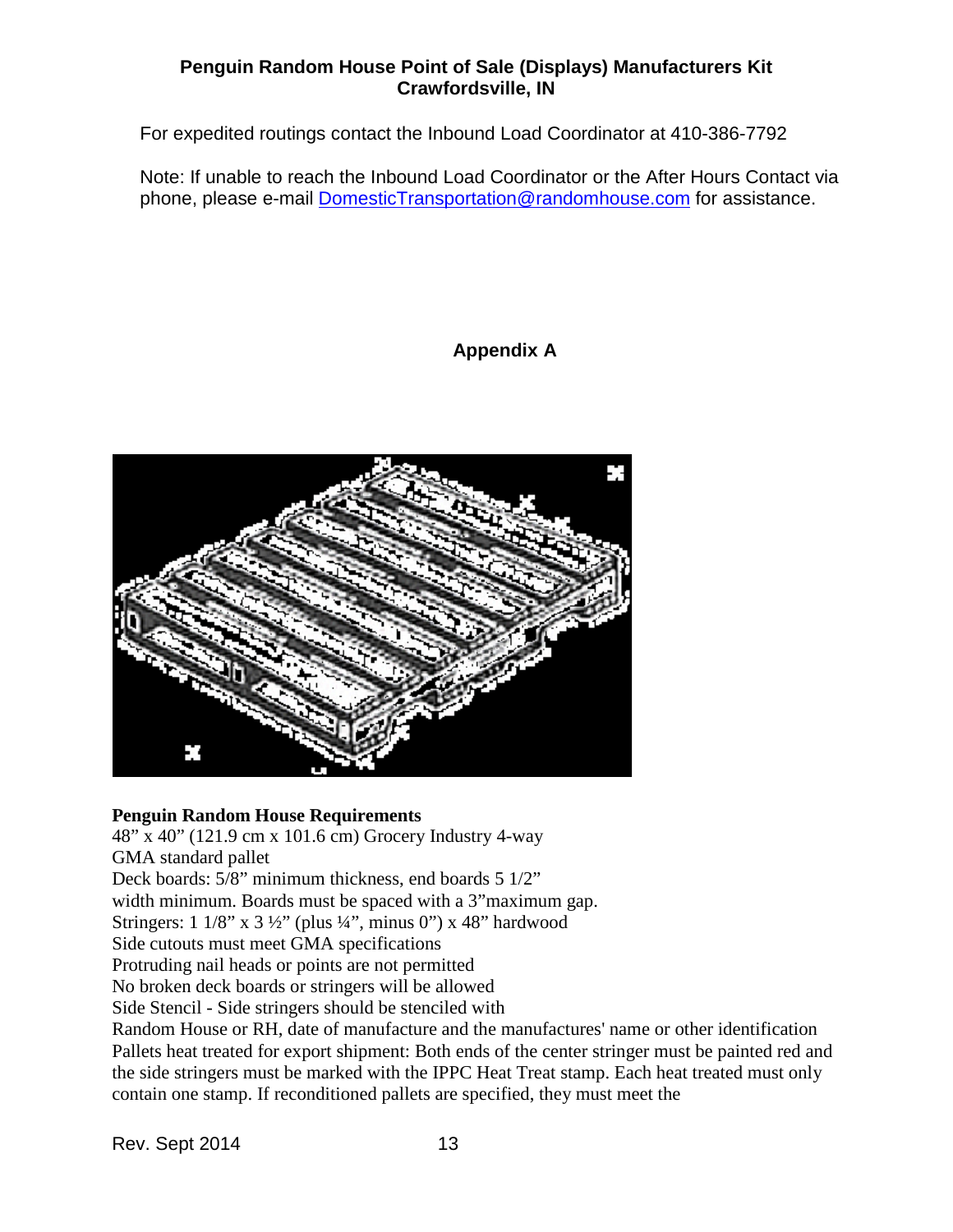For expedited routings contact the Inbound Load Coordinator at 410-386-7792

Note: If unable to reach the Inbound Load Coordinator or the After Hours Contact via phone, please e-mail DomesticTransportation@randomhouse.com for assistance.

## Appendix A

**Penguin Random House Requirements**

48" x 40" (121.9 cm x 101.6 cm) Grocery Industry 4-way
GMA standard pallet
Deck boards: 5/8" minimum thickness, end boards 5 1/2" width minimum. Boards must be spaced with a 3"maximum gap.
Stringers: 1 1/8" x 3 ½" (plus ¼", minus 0") x 48" hardwood
Side cutouts must meet GMA specifications
Protruding nail heads or points are not permitted
No broken deck boards or stringers will be allowed
Side Stencil - Side stringers should be stenciled with
Random House or RH, date of manufacture and the manufactures' name or other identification
Pallets heat treated for export shipment: Both ends of the center stringer must be painted red and the side stringers must be marked with the IPPC Heat Treat stamp. Each heat treated must only contain one stamp. If reconditioned pallets are specified, they must meet the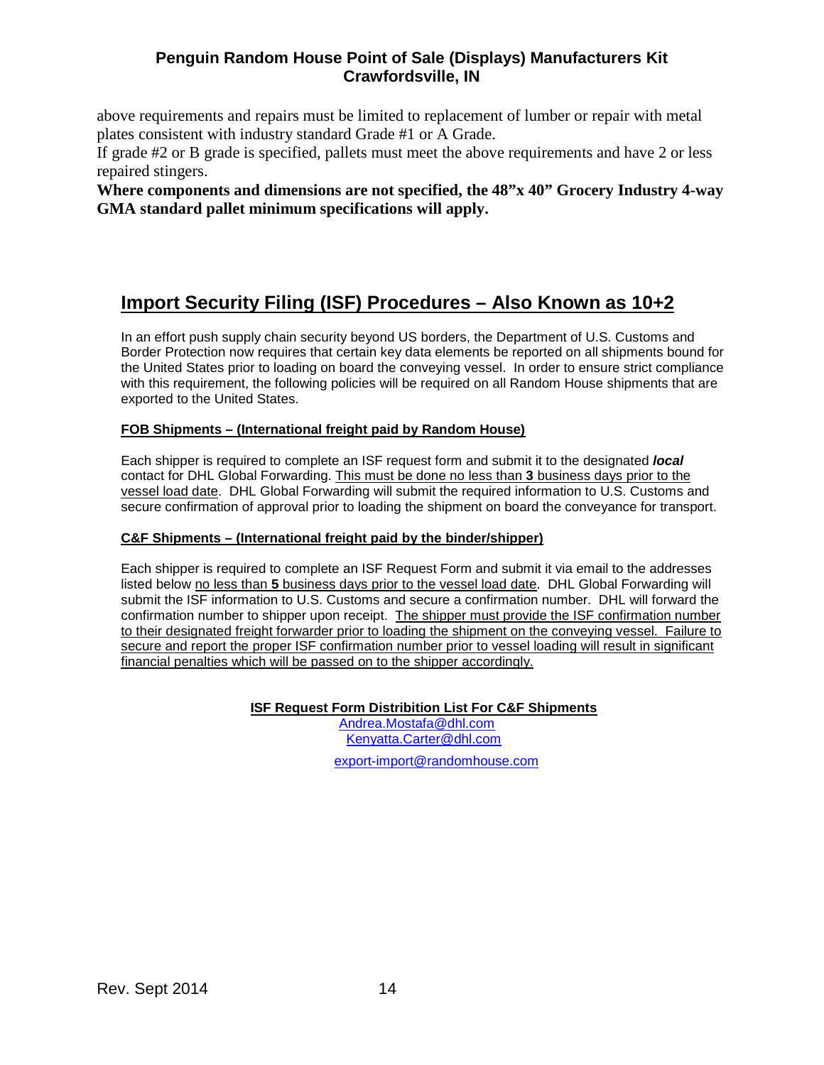above requirements and repairs must be limited to replacement of lumber or repair with metal plates consistent with industry standard Grade #1 or A Grade.

If grade #2 or B grade is specified, pallets must meet the above requirements and have 2 or less repaired stingers.

**Where components and dimensions are not specified, the 48"x 40" Grocery Industry 4-way GMA standard pallet minimum specifications will apply.**

## Import Security Filing (ISF) Procedures – Also Known as 10+2

In an effort push supply chain security beyond US borders, the Department of U.S. Customs and Border Protection now requires that certain key data elements be reported on all shipments bound for the United States prior to loading on board the conveying vessel. In order to ensure strict compliance with this requirement, the following policies will be required on all Random House shipments that are exported to the United States.

**FOB Shipments – (International freight paid by Random House)**

Each shipper is required to complete an ISF request form and submit it to the designated ***local*** contact for DHL Global Forwarding. This must be done no less than **3** business days prior to the vessel load date. DHL Global Forwarding will submit the required information to U.S. Customs and secure confirmation of approval prior to loading the shipment on board the conveyance for transport.

**C&F Shipments – (International freight paid by the binder/shipper)**

Each shipper is required to complete an ISF Request Form and submit it via email to the addresses listed below no less than **5** business days prior to the vessel load date. DHL Global Forwarding will submit the ISF information to U.S. Customs and secure a confirmation number. DHL will forward the confirmation number to shipper upon receipt. The shipper must provide the ISF confirmation number to their designated freight forwarder prior to loading the shipment on the conveying vessel. Failure to secure and report the proper ISF confirmation number prior to vessel loading will result in significant financial penalties which will be passed on to the shipper accordingly.

**ISF Request Form Distribition List For C&F Shipments**

Andrea.Mostafa@dhl.com

Kenyatta.Carter@dhl.com

export-import@randomhouse.com